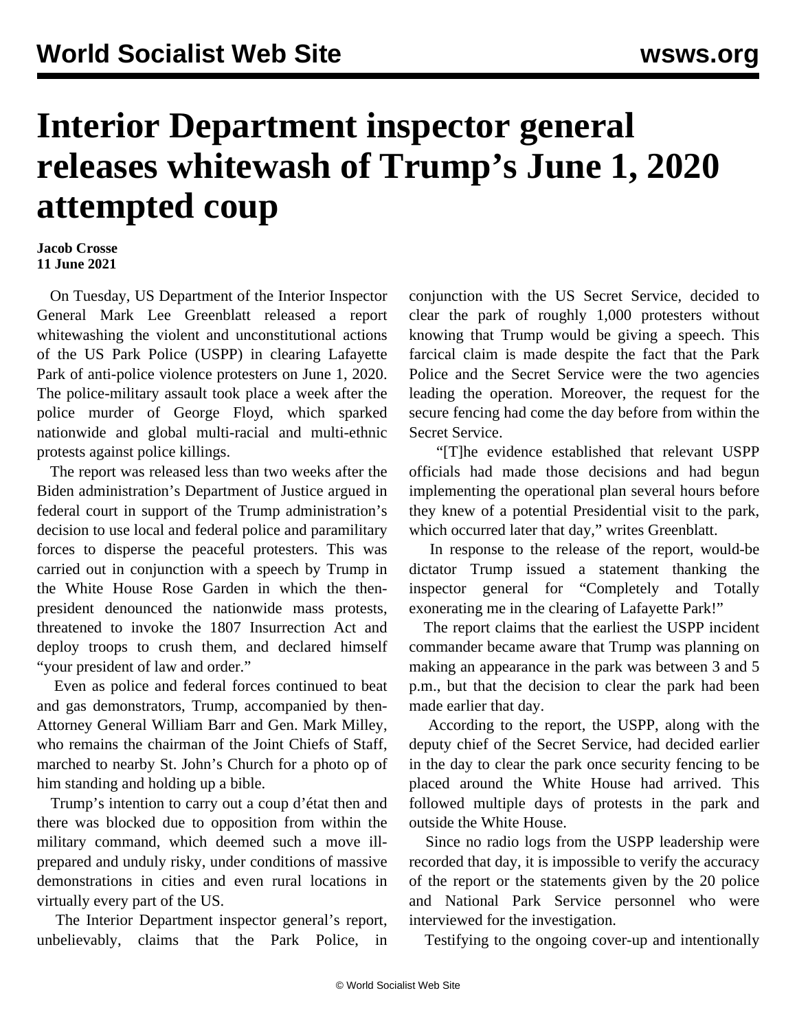# Interior Department inspector general releases whitewash of Trump's June 1, 2020 attempted coup

**Jacob Crosse**
**11 June 2021**

On Tuesday, US Department of the Interior Inspector General Mark Lee Greenblatt released a report whitewashing the violent and unconstitutional actions of the US Park Police (USPP) in clearing Lafayette Park of anti-police violence protesters on June 1, 2020. The police-military assault took place a week after the police murder of George Floyd, which sparked nationwide and global multi-racial and multi-ethnic protests against police killings.

The report was released less than two weeks after the Biden administration's Department of Justice argued in federal court in support of the Trump administration's decision to use local and federal police and paramilitary forces to disperse the peaceful protesters. This was carried out in conjunction with a speech by Trump in the White House Rose Garden in which the then-president denounced the nationwide mass protests, threatened to invoke the 1807 Insurrection Act and deploy troops to crush them, and declared himself "your president of law and order."

Even as police and federal forces continued to beat and gas demonstrators, Trump, accompanied by then-Attorney General William Barr and Gen. Mark Milley, who remains the chairman of the Joint Chiefs of Staff, marched to nearby St. John's Church for a photo op of him standing and holding up a bible.

Trump's intention to carry out a coup d'état then and there was blocked due to opposition from within the military command, which deemed such a move ill-prepared and unduly risky, under conditions of massive demonstrations in cities and even rural locations in virtually every part of the US.

The Interior Department inspector general's report, unbelievably, claims that the Park Police, in conjunction with the US Secret Service, decided to clear the park of roughly 1,000 protesters without knowing that Trump would be giving a speech. This farcical claim is made despite the fact that the Park Police and the Secret Service were the two agencies leading the operation. Moreover, the request for the secure fencing had come the day before from within the Secret Service.

"[T]he evidence established that relevant USPP officials had made those decisions and had begun implementing the operational plan several hours before they knew of a potential Presidential visit to the park, which occurred later that day," writes Greenblatt.

In response to the release of the report, would-be dictator Trump issued a statement thanking the inspector general for "Completely and Totally exonerating me in the clearing of Lafayette Park!"

The report claims that the earliest the USPP incident commander became aware that Trump was planning on making an appearance in the park was between 3 and 5 p.m., but that the decision to clear the park had been made earlier that day.

According to the report, the USPP, along with the deputy chief of the Secret Service, had decided earlier in the day to clear the park once security fencing to be placed around the White House had arrived. This followed multiple days of protests in the park and outside the White House.

Since no radio logs from the USPP leadership were recorded that day, it is impossible to verify the accuracy of the report or the statements given by the 20 police and National Park Service personnel who were interviewed for the investigation.

Testifying to the ongoing cover-up and intentionally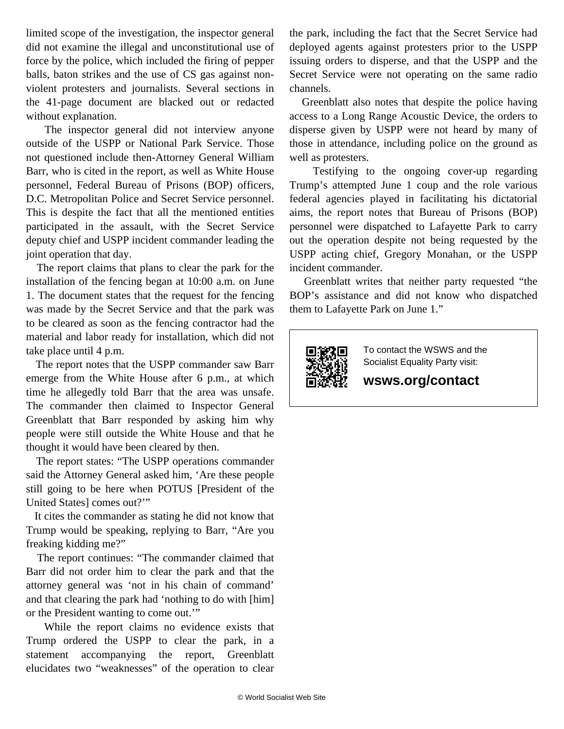limited scope of the investigation, the inspector general did not examine the illegal and unconstitutional use of force by the police, which included the firing of pepper balls, baton strikes and the use of CS gas against non-violent protesters and journalists. Several sections in the 41-page document are blacked out or redacted without explanation.

The inspector general did not interview anyone outside of the USPP or National Park Service. Those not questioned include then-Attorney General William Barr, who is cited in the report, as well as White House personnel, Federal Bureau of Prisons (BOP) officers, D.C. Metropolitan Police and Secret Service personnel. This is despite the fact that all the mentioned entities participated in the assault, with the Secret Service deputy chief and USPP incident commander leading the joint operation that day.

The report claims that plans to clear the park for the installation of the fencing began at 10:00 a.m. on June 1. The document states that the request for the fencing was made by the Secret Service and that the park was to be cleared as soon as the fencing contractor had the material and labor ready for installation, which did not take place until 4 p.m.

The report notes that the USPP commander saw Barr emerge from the White House after 6 p.m., at which time he allegedly told Barr that the area was unsafe. The commander then claimed to Inspector General Greenblatt that Barr responded by asking him why people were still outside the White House and that he thought it would have been cleared by then.

The report states: "The USPP operations commander said the Attorney General asked him, 'Are these people still going to be here when POTUS [President of the United States] comes out?'"

It cites the commander as stating he did not know that Trump would be speaking, replying to Barr, "Are you freaking kidding me?"

The report continues: "The commander claimed that Barr did not order him to clear the park and that the attorney general was 'not in his chain of command' and that clearing the park had 'nothing to do with [him] or the President wanting to come out.'"

While the report claims no evidence exists that Trump ordered the USPP to clear the park, in a statement accompanying the report, Greenblatt elucidates two "weaknesses" of the operation to clear the park, including the fact that the Secret Service had deployed agents against protesters prior to the USPP issuing orders to disperse, and that the USPP and the Secret Service were not operating on the same radio channels.

Greenblatt also notes that despite the police having access to a Long Range Acoustic Device, the orders to disperse given by USPP were not heard by many of those in attendance, including police on the ground as well as protesters.

Testifying to the ongoing cover-up regarding Trump's attempted June 1 coup and the role various federal agencies played in facilitating his dictatorial aims, the report notes that Bureau of Prisons (BOP) personnel were dispatched to Lafayette Park to carry out the operation despite not being requested by the USPP acting chief, Gregory Monahan, or the USPP incident commander.

Greenblatt writes that neither party requested "the BOP's assistance and did not know who dispatched them to Lafayette Park on June 1."

To contact the WSWS and the Socialist Equality Party visit:

**wsws.org/contact**